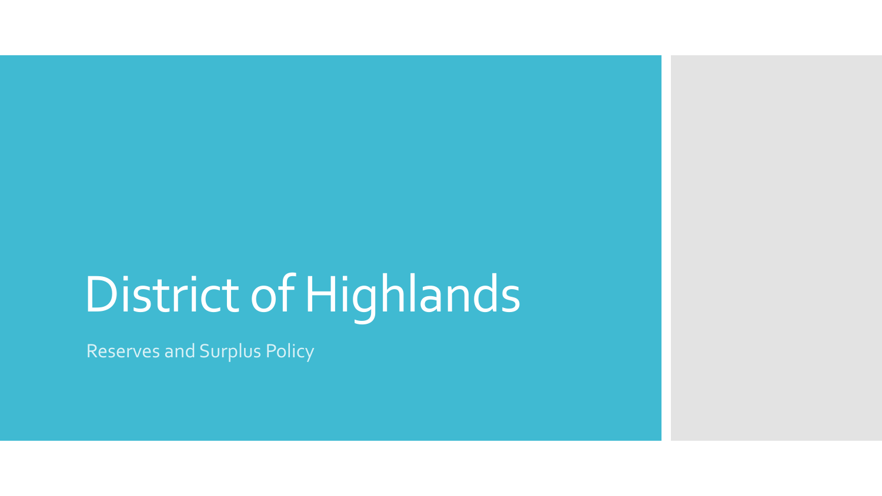# District of Highlands

Reserves and Surplus Policy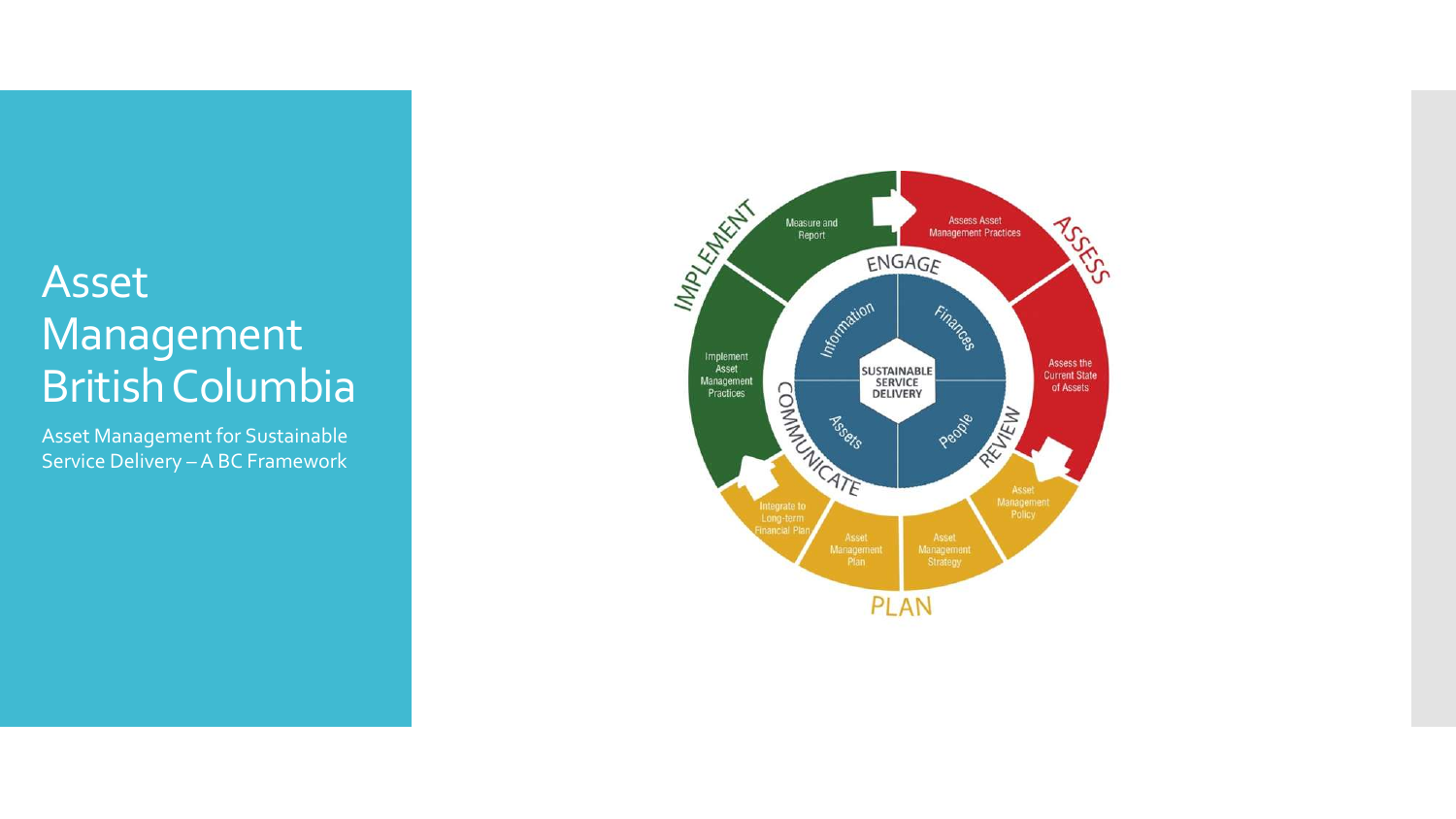# Asset Management British Columbia

Asset Management for Sustainable Service Delivery – A BC Framework

IMPLEMENT

Measure and Report

Assess Asset Management Practices

ASSESS

ENGAGE

Information

Finances

Implement Asset Management Practices

SUSTAINABLE SERVICE DELIVERY

Assess the Current State of Assets

COMMUNICATE

Assets

People

REVIEW

Asset Management Policy

Integrate to Long-term Financial Plan

Asset Management Plan

Asset Management Strategy

PLAN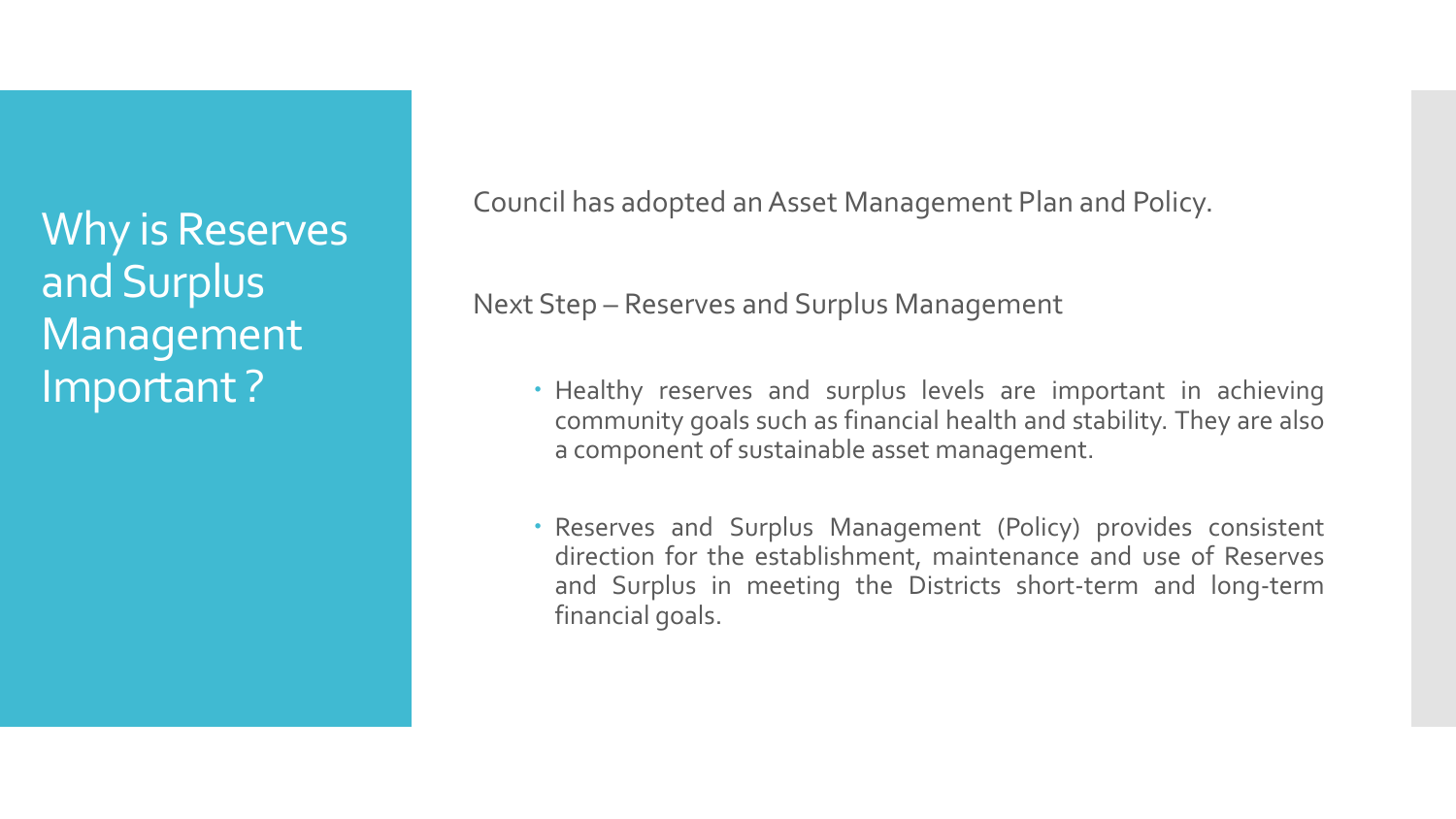# Why is Reserves and Surplus Management Important ?

Council has adopted an Asset Management Plan and Policy.

Next Step – Reserves and Surplus Management

- Healthy reserves and surplus levels are important in achieving community goals such as financial health and stability. They are also a component of sustainable asset management.
- Reserves and Surplus Management (Policy) provides consistent direction for the establishment, maintenance and use of Reserves and Surplus in meeting the Districts short-term and long-term financial goals.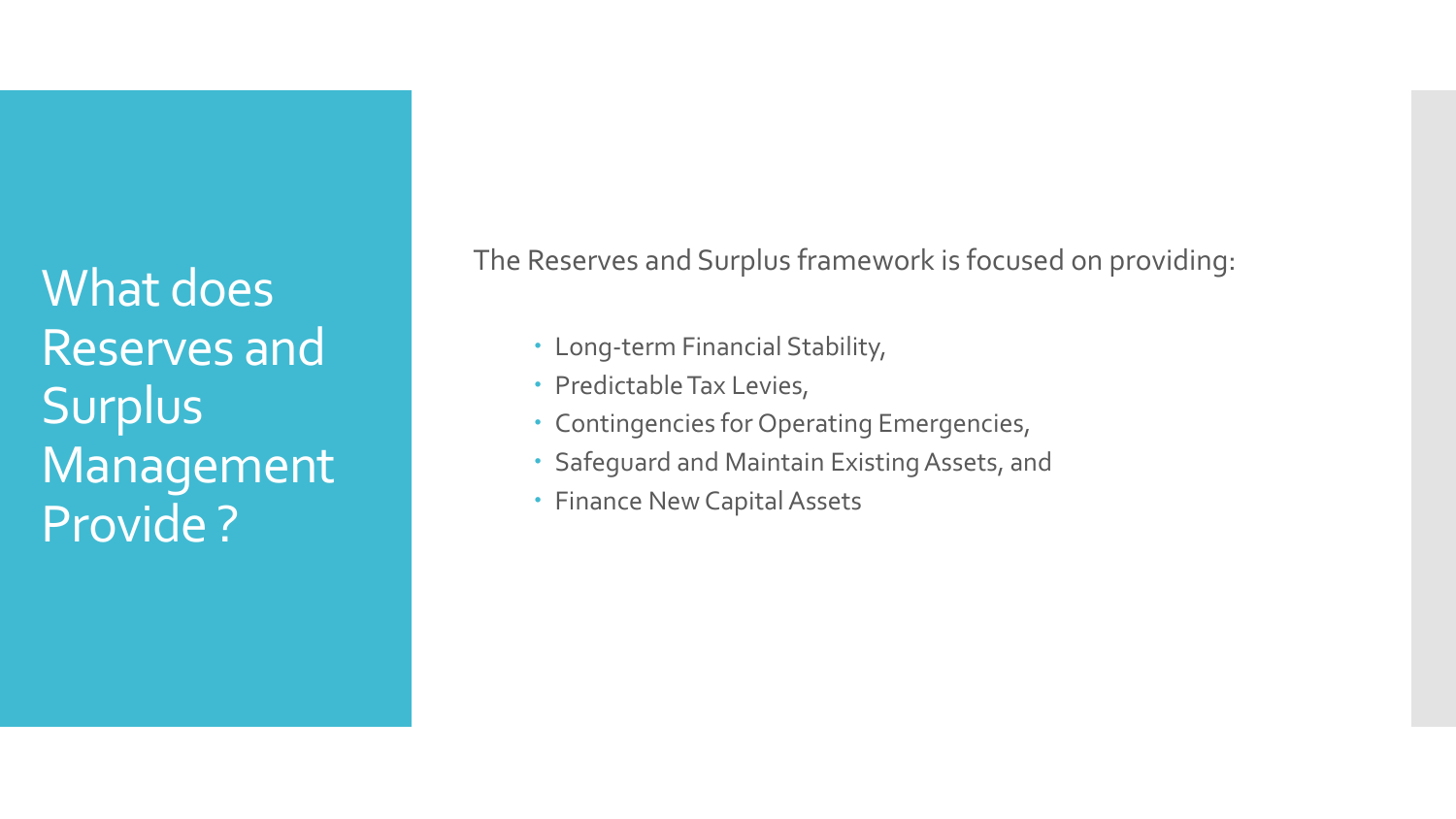# What does Reserves and Surplus Management Provide ?

The Reserves and Surplus framework is focused on providing:

- Long-term Financial Stability,
- Predictable Tax Levies,
- Contingencies for Operating Emergencies,
- Safeguard and Maintain Existing Assets, and
- Finance New Capital Assets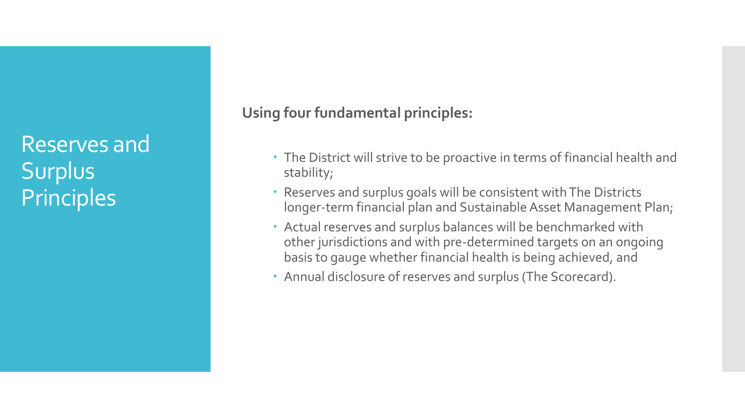# Reserves and Surplus Principles

**Using four fundamental principles:**

- The District will strive to be proactive in terms of financial health and stability;
- Reserves and surplus goals will be consistent with The Districts longer-term financial plan and Sustainable Asset Management Plan;
- Actual reserves and surplus balances will be benchmarked with other jurisdictions and with pre-determined targets on an ongoing basis to gauge whether financial health is being achieved, and
- Annual disclosure of reserves and surplus (The Scorecard).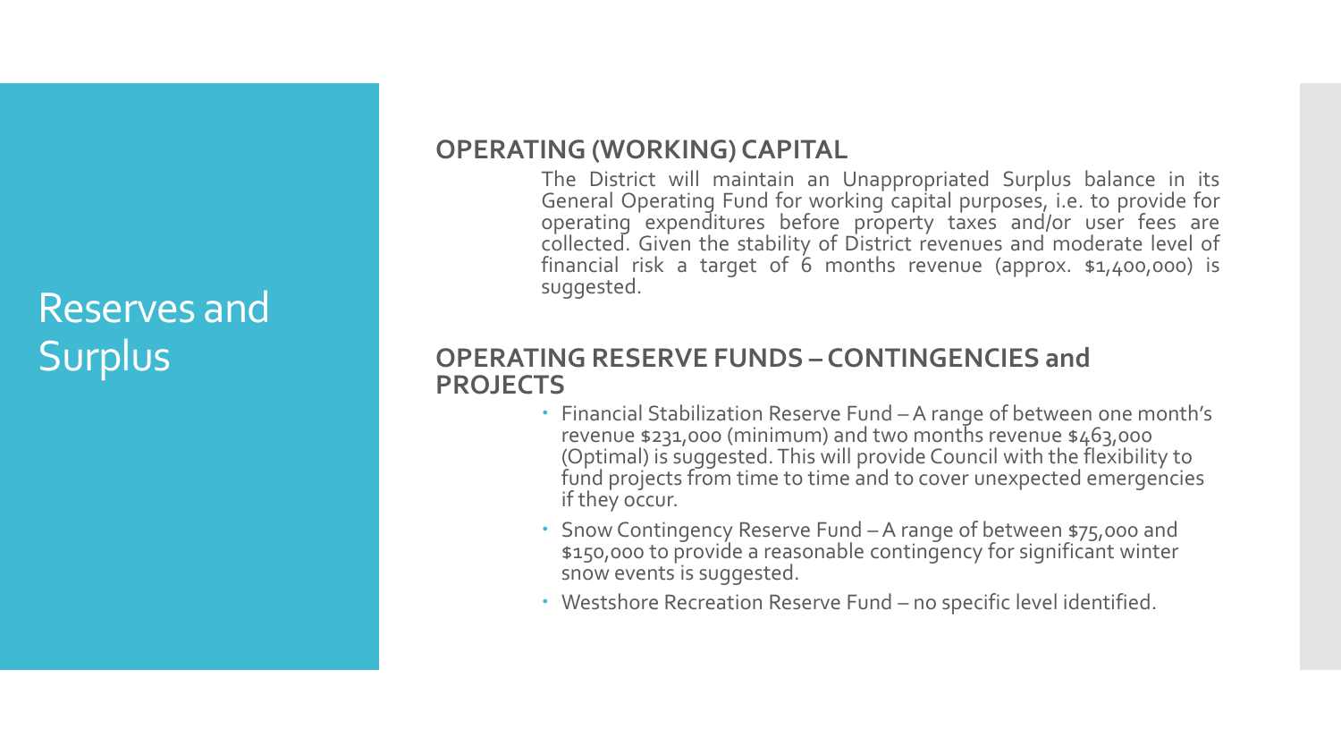# Reserves and Surplus

## OPERATING (WORKING) CAPITAL

The District will maintain an Unappropriated Surplus balance in its General Operating Fund for working capital purposes, i.e. to provide for operating expenditures before property taxes and/or user fees are collected. Given the stability of District revenues and moderate level of financial risk a target of 6 months revenue (approx. $1,400,000) is suggested.

## OPERATING RESERVE FUNDS – CONTINGENCIES and PROJECTS

- Financial Stabilization Reserve Fund – A range of between one month's revenue $231,000 (minimum) and two months revenue $463,000 (Optimal) is suggested. This will provide Council with the flexibility to fund projects from time to time and to cover unexpected emergencies if they occur.
- Snow Contingency Reserve Fund – A range of between $75,000 and $150,000 to provide a reasonable contingency for significant winter snow events is suggested.
- Westshore Recreation Reserve Fund – no specific level identified.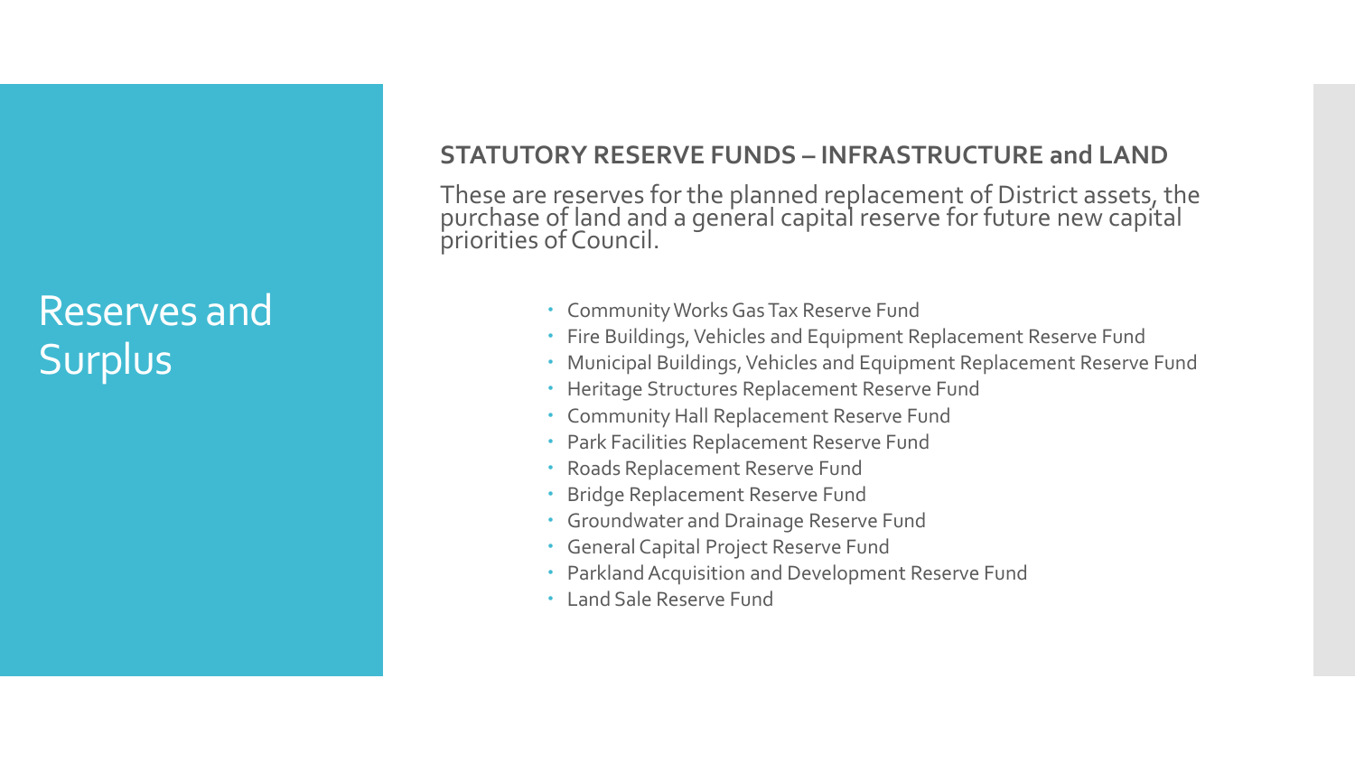# Reserves and Surplus

## STATUTORY RESERVE FUNDS – INFRASTRUCTURE and LAND

These are reserves for the planned replacement of District assets, the purchase of land and a general capital reserve for future new capital priorities of Council.

- Community Works Gas Tax Reserve Fund
- Fire Buildings, Vehicles and Equipment Replacement Reserve Fund
- Municipal Buildings, Vehicles and Equipment Replacement Reserve Fund
- Heritage Structures Replacement Reserve Fund
- Community Hall Replacement Reserve Fund
- Park Facilities Replacement Reserve Fund
- Roads Replacement Reserve Fund
- Bridge Replacement Reserve Fund
- Groundwater and Drainage Reserve Fund
- General Capital Project Reserve Fund
- Parkland Acquisition and Development Reserve Fund
- Land Sale Reserve Fund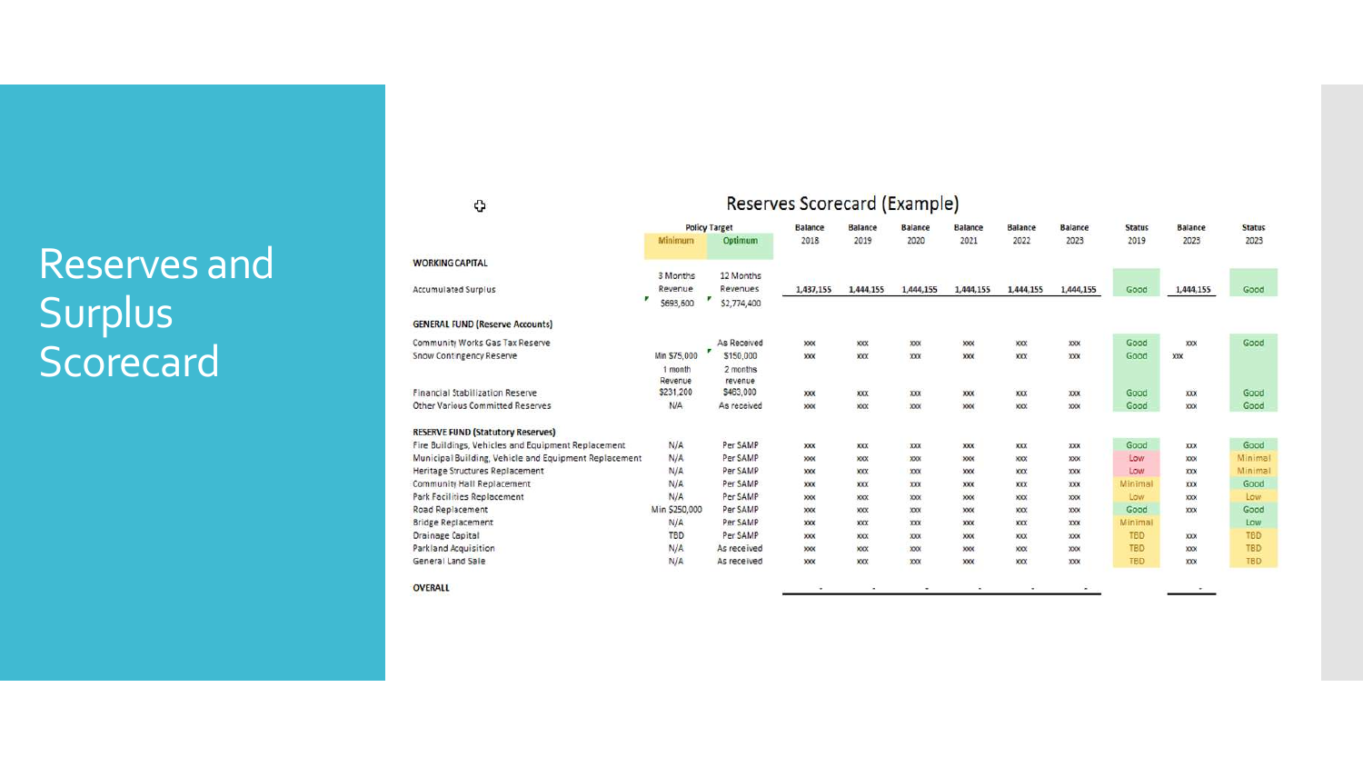# Reserves and Surplus Scorecard

## Reserves Scorecard (Example)

| | Policy Target | | Balance | Balance | Balance | Balance | Balance | Balance | Status | Balance | Status |
|---|---|---|---|---|---|---|---|---|---|---|---|
| | Minimum | Optimum | 2018 | 2019 | 2020 | 2021 | 2022 | 2023 | 2019 | 2023 | 2023 |
| **WORKING CAPITAL** | | | | | | | | | | | |
| Accumulated Surplus | 3 Months Revenue $693,600 | 12 Months Revenues $2,774,400 | 1,437,155 | 1,444,155 | 1,444,155 | 1,444,155 | 1,444,155 | 1,444,155 | Good | 1,444,155 | Good |
| **GENERAL FUND (Reserve Accounts)** | | | | | | | | | | | |
| Community Works Gas Tax Reserve | | As Received | xxx | xxx | xxx | xxx | xxx | xxx | Good | xxx | Good |
| Snow Contingency Reserve | Min $75,000 | $150,000 | xxx | xxx | xxx | xxx | xxx | xxx | Good | xxx | |
| Financial Stabilization Reserve | 1 month Revenue $231,200 | 2 months revenue $463,000 | xxx | xxx | xxx | xxx | xxx | xxx | Good | xxx | Good |
| Other Various Committed Reserves | N/A | As received | xxx | xxx | xxx | xxx | xxx | xxx | Good | xxx | Good |
| **RESERVE FUND (Statutory Reserves)** | | | | | | | | | | | |
| Fire Buildings, Vehicles and Equipment Replacement | N/A | Per SAMP | xxx | xxx | xxx | xxx | xxx | xxx | Good | xxx | Good |
| Municipal Building, Vehicle and Equipment Replacement | N/A | Per SAMP | xxx | xxx | xxx | xxx | xxx | xxx | Low | xxx | Minimal |
| Heritage Structures Replacement | N/A | Per SAMP | xxx | xxx | xxx | xxx | xxx | xxx | Low | xxx | Minimal |
| Community Hall Replacement | N/A | Per SAMP | xxx | xxx | xxx | xxx | xxx | xxx | Minimal | xxx | Good |
| Park Facilities Replacement | N/A | Per SAMP | xxx | xxx | xxx | xxx | xxx | xxx | Low | xxx | Low |
| Road Replacement | Min $250,000 | Per SAMP | xxx | xxx | xxx | xxx | xxx | xxx | Good | xxx | Good |
| Bridge Replacement | N/A | Per SAMP | xxx | xxx | xxx | xxx | xxx | xxx | Minimal | | Low |
| Drainage Capital | TBD | Per SAMP | xxx | xxx | xxx | xxx | xxx | xxx | TBD | xxx | TBD |
| Parkland Acquisition | N/A | As received | xxx | xxx | xxx | xxx | xxx | xxx | TBD | xxx | TBD |
| General Land Sale | N/A | As received | xxx | xxx | xxx | xxx | xxx | xxx | TBD | xxx | TBD |
| **OVERALL** | | | - | - | - | - | - | - | | - | |